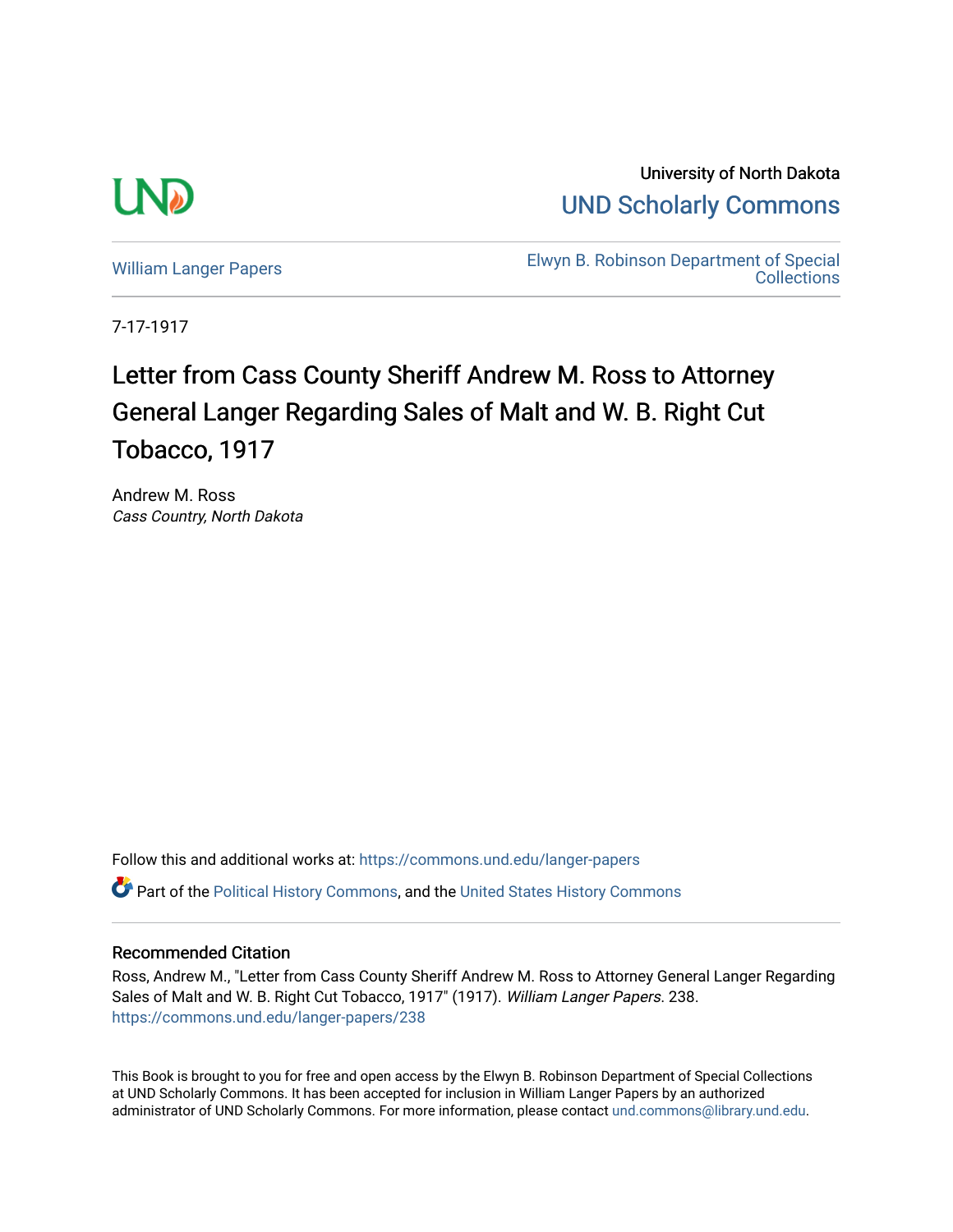University of North Dakota

UND Scholarly Commons

William Langer Papers

Elwyn B. Robinson Department of Special Collections

7-17-1917

# Letter from Cass County Sheriff Andrew M. Ross to Attorney General Langer Regarding Sales of Malt and W. B. Right Cut Tobacco, 1917

Andrew M. Ross
*Cass Country, North Dakota*

Follow this and additional works at: https://commons.und.edu/langer-papers

Part of the Political History Commons, and the United States History Commons

## Recommended Citation

Ross, Andrew M., "Letter from Cass County Sheriff Andrew M. Ross to Attorney General Langer Regarding Sales of Malt and W. B. Right Cut Tobacco, 1917" (1917). *William Langer Papers*. 238.
https://commons.und.edu/langer-papers/238

This Book is brought to you for free and open access by the Elwyn B. Robinson Department of Special Collections at UND Scholarly Commons. It has been accepted for inclusion in William Langer Papers by an authorized administrator of UND Scholarly Commons. For more information, please contact und.commons@library.und.edu.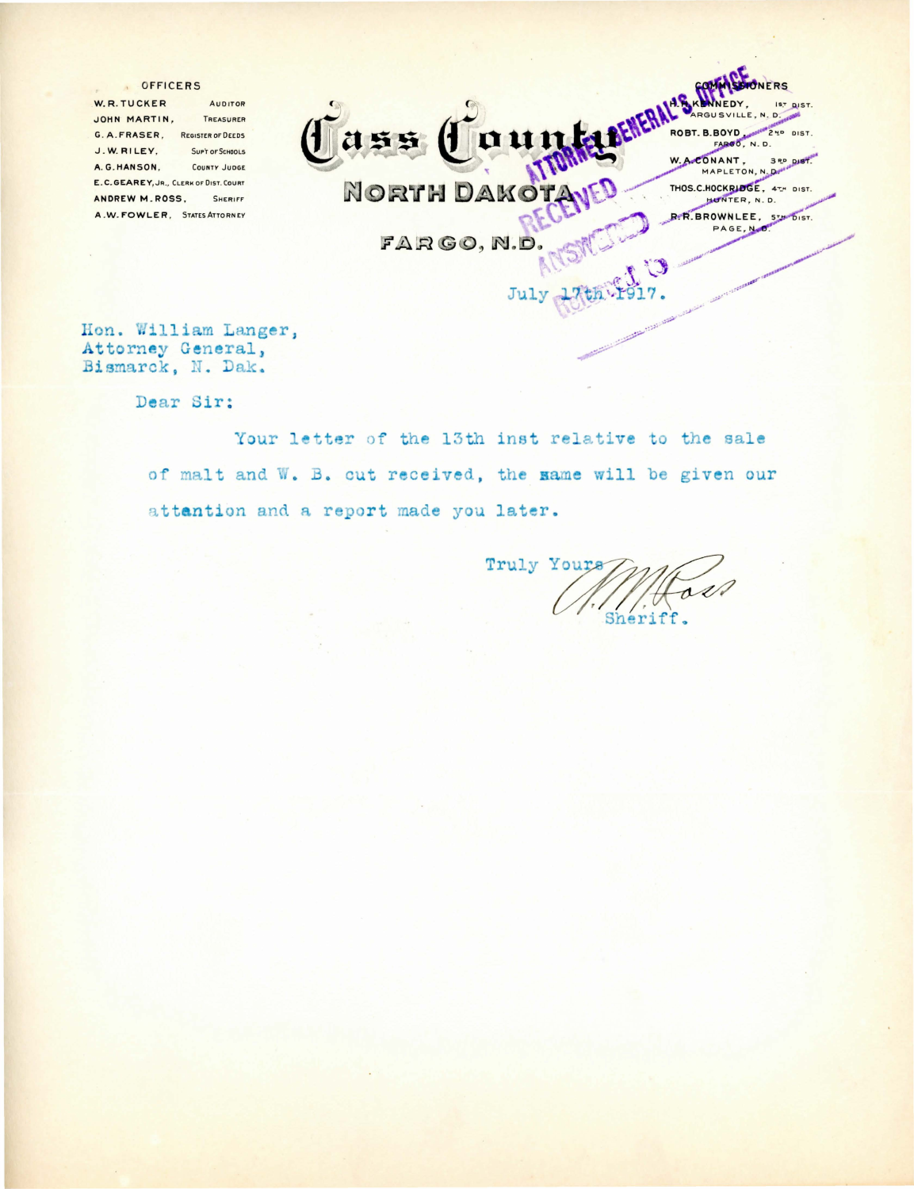OFFICERS

W. R. TUCKER, Auditor
JOHN MARTIN, Treasurer
G. A. FRASER, Register of Deeds
J. W. RILEY, Sup't of Schools
A. G. HANSON, County Judge
E. C. GEAREY, JR., Clerk of Dist. Court
ANDREW M. ROSS, Sheriff
A. W. FOWLER, States Attorney

# Cass County
## NORTH DAKOTA
### FARGO, N.D.

COMMISSIONERS

H. R. KENNEDY, 1st Dist. ARGUSVILLE, N. D.
ROBT. B. BOYD, 2nd Dist. FARGO, N. D.
W. A. CONANT, 3rd Dist. MAPLETON, N. D.
THOS. C. HOCKRIDGE, 4th Dist. HUNTER, N. D.
R. R. BROWNLEE, 5th Dist. PAGE, N. D.

ATTORNEY GENERAL'S OFFICE
RECEIVED
ANSWERED

July 17th 1917.

Hon. William Langer,
Attorney General,
Bismarck, N. Dak.

Dear Sir:

Your letter of the 13th inst relative to the sale of malt and W. B. cut received, the same will be given our attention and a report made you later.

Truly Yours
A. M. Ross
Sheriff.